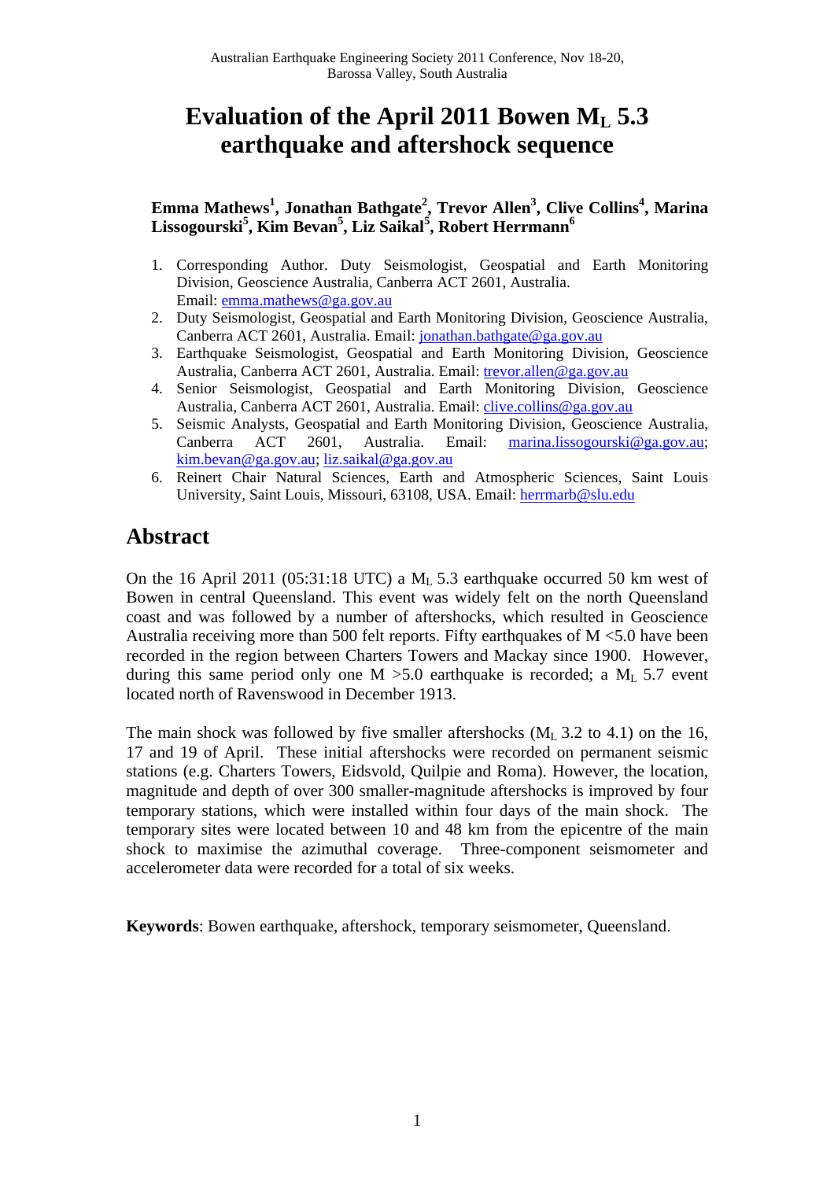# Evaluation of the April 2011 Bowen $M_L$ 5.3 earthquake and aftershock sequence

**Emma Mathews[1], Jonathan Bathgate[2], Trevor Allen[3], Clive Collins[4], Marina Lissogourski[5], Kim Bevan[5], Liz Saikal[5], Robert Herrmann[6]**

1. Corresponding Author. Duty Seismologist, Geospatial and Earth Monitoring Division, Geoscience Australia, Canberra ACT 2601, Australia. Email: emma.mathews@ga.gov.au
2. Duty Seismologist, Geospatial and Earth Monitoring Division, Geoscience Australia, Canberra ACT 2601, Australia. Email: jonathan.bathgate@ga.gov.au
3. Earthquake Seismologist, Geospatial and Earth Monitoring Division, Geoscience Australia, Canberra ACT 2601, Australia. Email: trevor.allen@ga.gov.au
4. Senior Seismologist, Geospatial and Earth Monitoring Division, Geoscience Australia, Canberra ACT 2601, Australia. Email: clive.collins@ga.gov.au
5. Seismic Analysts, Geospatial and Earth Monitoring Division, Geoscience Australia, Canberra ACT 2601, Australia. Email: marina.lissogourski@ga.gov.au; kim.bevan@ga.gov.au; liz.saikal@ga.gov.au
6. Reinert Chair Natural Sciences, Earth and Atmospheric Sciences, Saint Louis University, Saint Louis, Missouri, 63108, USA. Email: herrmarb@slu.edu

## Abstract

On the 16 April 2011 (05:31:18 UTC) a $M_L$ 5.3 earthquake occurred 50 km west of Bowen in central Queensland. This event was widely felt on the north Queensland coast and was followed by a number of aftershocks, which resulted in Geoscience Australia receiving more than 500 felt reports. Fifty earthquakes of M <5.0 have been recorded in the region between Charters Towers and Mackay since 1900. However, during this same period only one M >5.0 earthquake is recorded; a $M_L$ 5.7 event located north of Ravenswood in December 1913.

The main shock was followed by five smaller aftershocks ($M_L$ 3.2 to 4.1) on the 16, 17 and 19 of April. These initial aftershocks were recorded on permanent seismic stations (e.g. Charters Towers, Eidsvold, Quilpie and Roma). However, the location, magnitude and depth of over 300 smaller-magnitude aftershocks is improved by four temporary stations, which were installed within four days of the main shock. The temporary sites were located between 10 and 48 km from the epicentre of the main shock to maximise the azimuthal coverage. Three-component seismometer and accelerometer data were recorded for a total of six weeks.

**Keywords**: Bowen earthquake, aftershock, temporary seismometer, Queensland.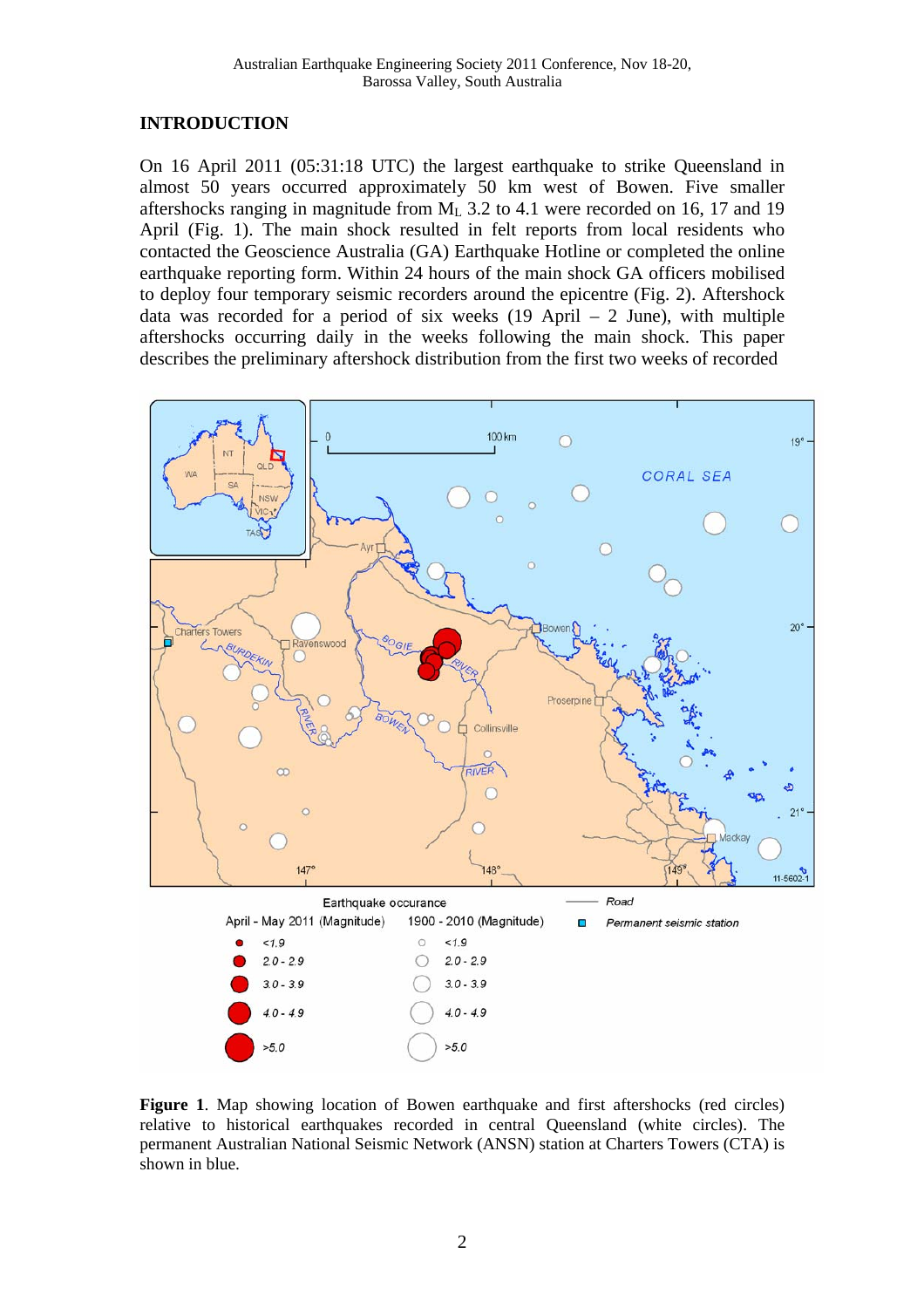## INTRODUCTION

On 16 April 2011 (05:31:18 UTC) the largest earthquake to strike Queensland in almost 50 years occurred approximately 50 km west of Bowen. Five smaller aftershocks ranging in magnitude from $M_L$ 3.2 to 4.1 were recorded on 16, 17 and 19 April (Fig. 1). The main shock resulted in felt reports from local residents who contacted the Geoscience Australia (GA) Earthquake Hotline or completed the online earthquake reporting form. Within 24 hours of the main shock GA officers mobilised to deploy four temporary seismic recorders around the epicentre (Fig. 2). Aftershock data was recorded for a period of six weeks (19 April – 2 June), with multiple aftershocks occurring daily in the weeks following the main shock. This paper describes the preliminary aftershock distribution from the first two weeks of recorded

**Figure 1**. Map showing location of Bowen earthquake and first aftershocks (red circles) relative to historical earthquakes recorded in central Queensland (white circles). The permanent Australian National Seismic Network (ANSN) station at Charters Towers (CTA) is shown in blue.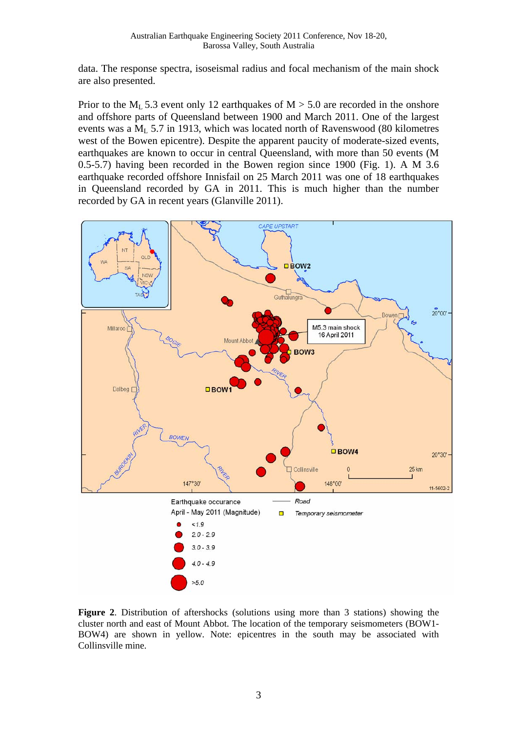data. The response spectra, isoseismal radius and focal mechanism of the main shock are also presented.

Prior to the $M_L$ 5.3 event only 12 earthquakes of M > 5.0 are recorded in the onshore and offshore parts of Queensland between 1900 and March 2011. One of the largest events was a $M_L$ 5.7 in 1913, which was located north of Ravenswood (80 kilometres west of the Bowen epicentre). Despite the apparent paucity of moderate-sized events, earthquakes are known to occur in central Queensland, with more than 50 events (M 0.5-5.7) having been recorded in the Bowen region since 1900 (Fig. 1). A M 3.6 earthquake recorded offshore Innisfail on 25 March 2011 was one of 18 earthquakes in Queensland recorded by GA in 2011. This is much higher than the number recorded by GA in recent years (Glanville 2011).

**Figure 2**. Distribution of aftershocks (solutions using more than 3 stations) showing the cluster north and east of Mount Abbot. The location of the temporary seismometers (BOW1-BOW4) are shown in yellow. Note: epicentres in the south may be associated with Collinsville mine.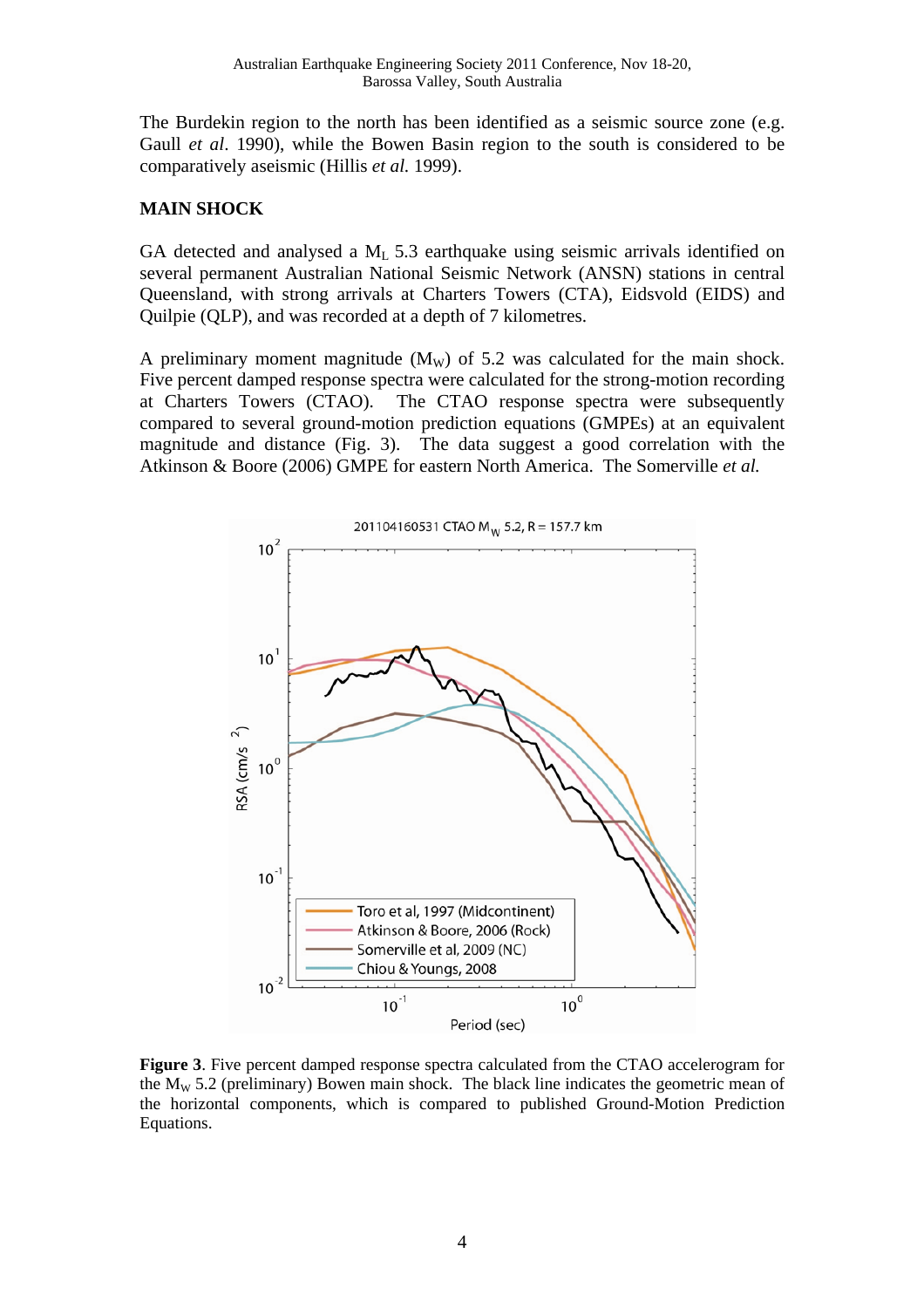The Burdekin region to the north has been identified as a seismic source zone (e.g. Gaull *et al*. 1990), while the Bowen Basin region to the south is considered to be comparatively aseismic (Hillis *et al.* 1999).

## MAIN SHOCK

GA detected and analysed a $M_L$ 5.3 earthquake using seismic arrivals identified on several permanent Australian National Seismic Network (ANSN) stations in central Queensland, with strong arrivals at Charters Towers (CTA), Eidsvold (EIDS) and Quilpie (QLP), and was recorded at a depth of 7 kilometres.

A preliminary moment magnitude ($M_W$) of 5.2 was calculated for the main shock. Five percent damped response spectra were calculated for the strong-motion recording at Charters Towers (CTAO). The CTAO response spectra were subsequently compared to several ground-motion prediction equations (GMPEs) at an equivalent magnitude and distance (Fig. 3). The data suggest a good correlation with the Atkinson & Boore (2006) GMPE for eastern North America. The Somerville *et al.*

**Figure 3**. Five percent damped response spectra calculated from the CTAO accelerogram for the $M_W$ 5.2 (preliminary) Bowen main shock. The black line indicates the geometric mean of the horizontal components, which is compared to published Ground-Motion Prediction Equations.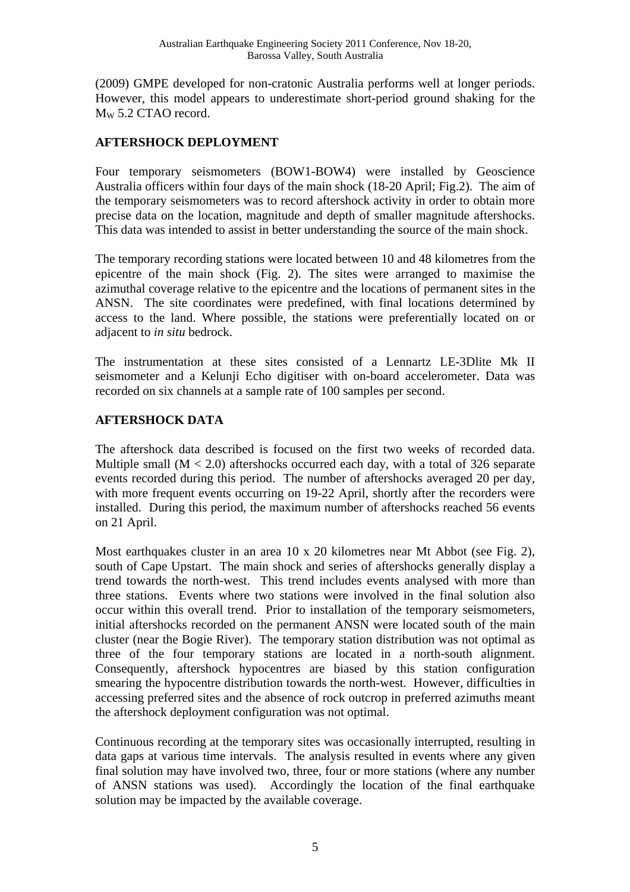(2009) GMPE developed for non-cratonic Australia performs well at longer periods. However, this model appears to underestimate short-period ground shaking for the $M_W$ 5.2 CTAO record.

## AFTERSHOCK DEPLOYMENT

Four temporary seismometers (BOW1-BOW4) were installed by Geoscience Australia officers within four days of the main shock (18-20 April; Fig.2). The aim of the temporary seismometers was to record aftershock activity in order to obtain more precise data on the location, magnitude and depth of smaller magnitude aftershocks. This data was intended to assist in better understanding the source of the main shock.

The temporary recording stations were located between 10 and 48 kilometres from the epicentre of the main shock (Fig. 2). The sites were arranged to maximise the azimuthal coverage relative to the epicentre and the locations of permanent sites in the ANSN. The site coordinates were predefined, with final locations determined by access to the land. Where possible, the stations were preferentially located on or adjacent to *in situ* bedrock.

The instrumentation at these sites consisted of a Lennartz LE-3Dlite Mk II seismometer and a Kelunji Echo digitiser with on-board accelerometer. Data was recorded on six channels at a sample rate of 100 samples per second.

## AFTERSHOCK DATA

The aftershock data described is focused on the first two weeks of recorded data. Multiple small ($M < 2.0$) aftershocks occurred each day, with a total of 326 separate events recorded during this period. The number of aftershocks averaged 20 per day, with more frequent events occurring on 19-22 April, shortly after the recorders were installed. During this period, the maximum number of aftershocks reached 56 events on 21 April.

Most earthquakes cluster in an area 10 x 20 kilometres near Mt Abbot (see Fig. 2), south of Cape Upstart. The main shock and series of aftershocks generally display a trend towards the north-west. This trend includes events analysed with more than three stations. Events where two stations were involved in the final solution also occur within this overall trend. Prior to installation of the temporary seismometers, initial aftershocks recorded on the permanent ANSN were located south of the main cluster (near the Bogie River). The temporary station distribution was not optimal as three of the four temporary stations are located in a north-south alignment. Consequently, aftershock hypocentres are biased by this station configuration smearing the hypocentre distribution towards the north-west. However, difficulties in accessing preferred sites and the absence of rock outcrop in preferred azimuths meant the aftershock deployment configuration was not optimal.

Continuous recording at the temporary sites was occasionally interrupted, resulting in data gaps at various time intervals. The analysis resulted in events where any given final solution may have involved two, three, four or more stations (where any number of ANSN stations was used). Accordingly the location of the final earthquake solution may be impacted by the available coverage.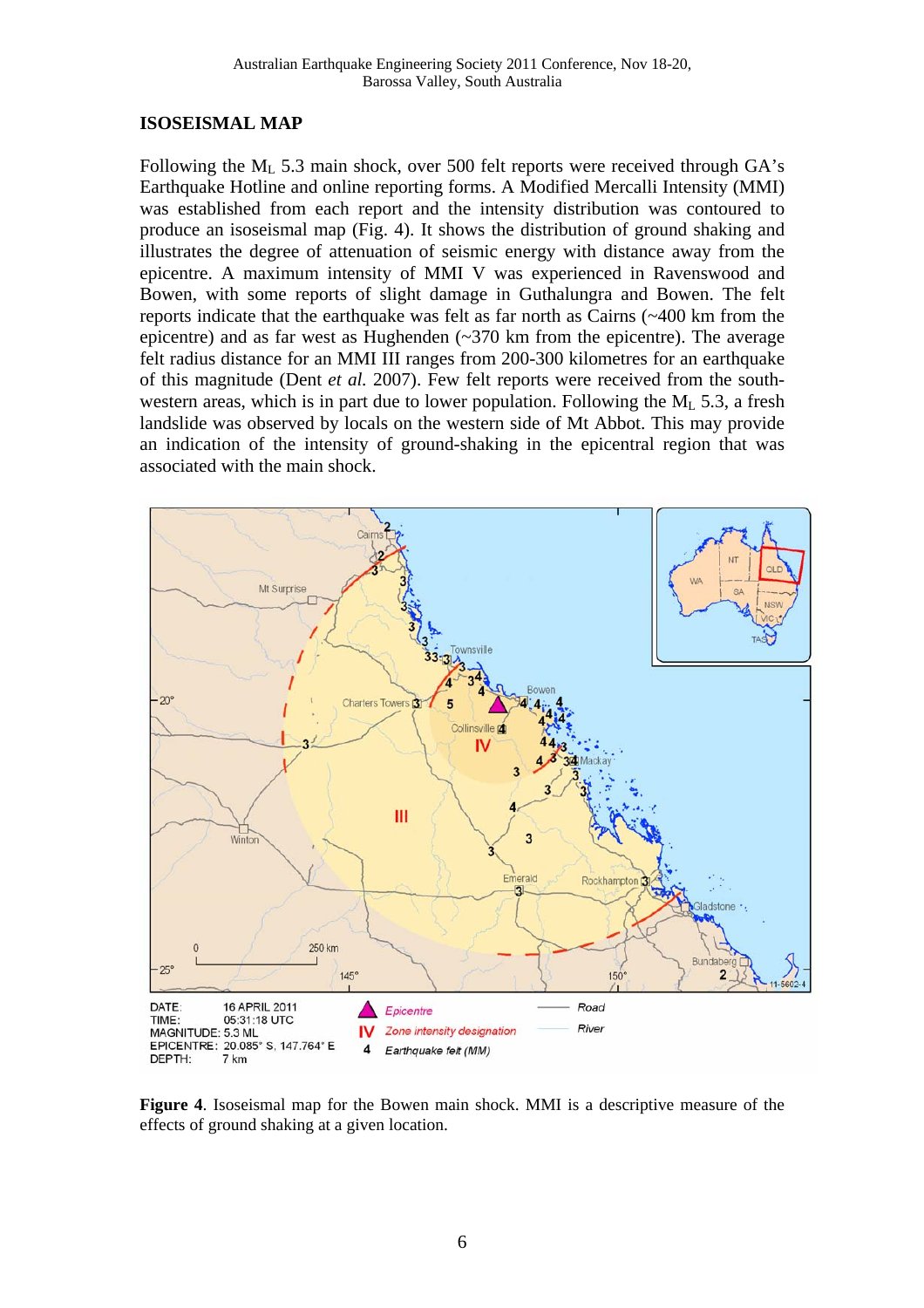## ISOSEISMAL MAP

Following the $M_L$ 5.3 main shock, over 500 felt reports were received through GA's Earthquake Hotline and online reporting forms. A Modified Mercalli Intensity (MMI) was established from each report and the intensity distribution was contoured to produce an isoseismal map (Fig. 4). It shows the distribution of ground shaking and illustrates the degree of attenuation of seismic energy with distance away from the epicentre. A maximum intensity of MMI V was experienced in Ravenswood and Bowen, with some reports of slight damage in Guthalungra and Bowen. The felt reports indicate that the earthquake was felt as far north as Cairns (~400 km from the epicentre) and as far west as Hughenden (~370 km from the epicentre). The average felt radius distance for an MMI III ranges from 200-300 kilometres for an earthquake of this magnitude (Dent *et al.* 2007). Few felt reports were received from the south-western areas, which is in part due to lower population. Following the $M_L$ 5.3, a fresh landslide was observed by locals on the western side of Mt Abbot. This may provide an indication of the intensity of ground-shaking in the epicentral region that was associated with the main shock.

**Figure 4**. Isoseismal map for the Bowen main shock. MMI is a descriptive measure of the effects of ground shaking at a given location.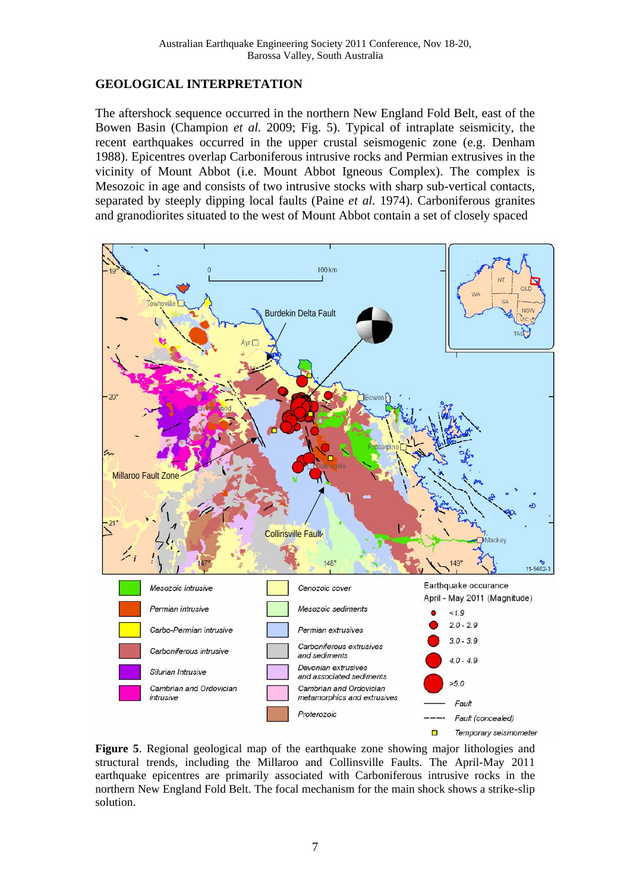## GEOLOGICAL INTERPRETATION

The aftershock sequence occurred in the northern New England Fold Belt, east of the Bowen Basin (Champion *et al.* 2009; Fig. 5). Typical of intraplate seismicity, the recent earthquakes occurred in the upper crustal seismogenic zone (e.g. Denham 1988). Epicentres overlap Carboniferous intrusive rocks and Permian extrusives in the vicinity of Mount Abbot (i.e. Mount Abbot Igneous Complex). The complex is Mesozoic in age and consists of two intrusive stocks with sharp sub-vertical contacts, separated by steeply dipping local faults (Paine *et al.* 1974). Carboniferous granites and granodiorites situated to the west of Mount Abbot contain a set of closely spaced

**Figure 5**. Regional geological map of the earthquake zone showing major lithologies and structural trends, including the Millaroo and Collinsville Faults. The April-May 2011 earthquake epicentres are primarily associated with Carboniferous intrusive rocks in the northern New England Fold Belt. The focal mechanism for the main shock shows a strike-slip solution.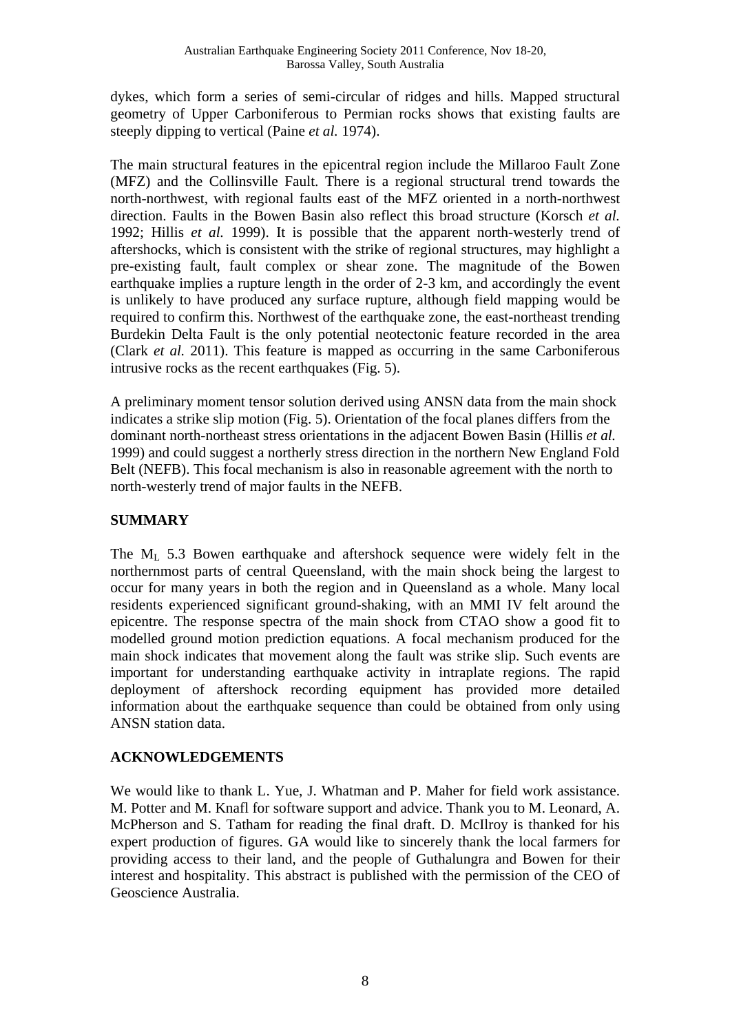dykes, which form a series of semi-circular of ridges and hills. Mapped structural geometry of Upper Carboniferous to Permian rocks shows that existing faults are steeply dipping to vertical (Paine *et al.* 1974).

The main structural features in the epicentral region include the Millaroo Fault Zone (MFZ) and the Collinsville Fault. There is a regional structural trend towards the north-northwest, with regional faults east of the MFZ oriented in a north-northwest direction. Faults in the Bowen Basin also reflect this broad structure (Korsch *et al.* 1992; Hillis *et al.* 1999). It is possible that the apparent north-westerly trend of aftershocks, which is consistent with the strike of regional structures, may highlight a pre-existing fault, fault complex or shear zone. The magnitude of the Bowen earthquake implies a rupture length in the order of 2-3 km, and accordingly the event is unlikely to have produced any surface rupture, although field mapping would be required to confirm this. Northwest of the earthquake zone, the east-northeast trending Burdekin Delta Fault is the only potential neotectonic feature recorded in the area (Clark *et al.* 2011). This feature is mapped as occurring in the same Carboniferous intrusive rocks as the recent earthquakes (Fig. 5).

A preliminary moment tensor solution derived using ANSN data from the main shock indicates a strike slip motion (Fig. 5). Orientation of the focal planes differs from the dominant north-northeast stress orientations in the adjacent Bowen Basin (Hillis *et al.* 1999) and could suggest a northerly stress direction in the northern New England Fold Belt (NEFB). This focal mechanism is also in reasonable agreement with the north to north-westerly trend of major faults in the NEFB.

## SUMMARY

The $M_L$ 5.3 Bowen earthquake and aftershock sequence were widely felt in the northernmost parts of central Queensland, with the main shock being the largest to occur for many years in both the region and in Queensland as a whole. Many local residents experienced significant ground-shaking, with an MMI IV felt around the epicentre. The response spectra of the main shock from CTAO show a good fit to modelled ground motion prediction equations. A focal mechanism produced for the main shock indicates that movement along the fault was strike slip. Such events are important for understanding earthquake activity in intraplate regions. The rapid deployment of aftershock recording equipment has provided more detailed information about the earthquake sequence than could be obtained from only using ANSN station data.

## ACKNOWLEDGEMENTS

We would like to thank L. Yue, J. Whatman and P. Maher for field work assistance. M. Potter and M. Knafl for software support and advice. Thank you to M. Leonard, A. McPherson and S. Tatham for reading the final draft. D. McIlroy is thanked for his expert production of figures. GA would like to sincerely thank the local farmers for providing access to their land, and the people of Guthalungra and Bowen for their interest and hospitality. This abstract is published with the permission of the CEO of Geoscience Australia.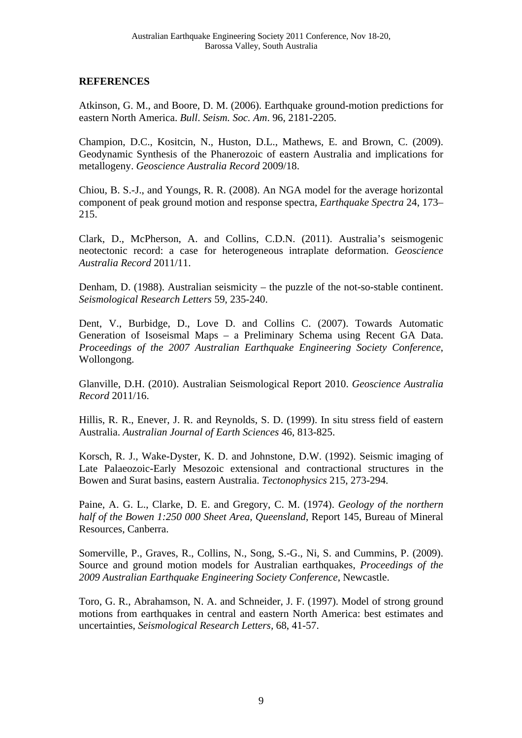**REFERENCES**

Atkinson, G. M., and Boore, D. M. (2006). Earthquake ground-motion predictions for eastern North America. *Bull. Seism. Soc. Am*. 96, 2181-2205.

Champion, D.C., Kositcin, N., Huston, D.L., Mathews, E. and Brown, C. (2009). Geodynamic Synthesis of the Phanerozoic of eastern Australia and implications for metallogeny. *Geoscience Australia Record* 2009/18.

Chiou, B. S.-J., and Youngs, R. R. (2008). An NGA model for the average horizontal component of peak ground motion and response spectra, *Earthquake Spectra* 24, 173–215.

Clark, D., McPherson, A. and Collins, C.D.N. (2011). Australia's seismogenic neotectonic record: a case for heterogeneous intraplate deformation. *Geoscience Australia Record* 2011/11.

Denham, D. (1988). Australian seismicity – the puzzle of the not-so-stable continent. *Seismological Research Letters* 59, 235-240.

Dent, V., Burbidge, D., Love D. and Collins C. (2007). Towards Automatic Generation of Isoseismal Maps – a Preliminary Schema using Recent GA Data. *Proceedings of the 2007 Australian Earthquake Engineering Society Conference*, Wollongong.

Glanville, D.H. (2010). Australian Seismological Report 2010. *Geoscience Australia Record* 2011/16.

Hillis, R. R., Enever, J. R. and Reynolds, S. D. (1999). In situ stress field of eastern Australia. *Australian Journal of Earth Sciences* 46, 813-825.

Korsch, R. J., Wake-Dyster, K. D. and Johnstone, D.W. (1992). Seismic imaging of Late Palaeozoic-Early Mesozoic extensional and contractional structures in the Bowen and Surat basins, eastern Australia. *Tectonophysics* 215, 273-294.

Paine, A. G. L., Clarke, D. E. and Gregory, C. M. (1974). *Geology of the northern half of the Bowen 1:250 000 Sheet Area, Queensland*, Report 145, Bureau of Mineral Resources, Canberra.

Somerville, P., Graves, R., Collins, N., Song, S.-G., Ni, S. and Cummins, P. (2009). Source and ground motion models for Australian earthquakes, *Proceedings of the 2009 Australian Earthquake Engineering Society Conference*, Newcastle.

Toro, G. R., Abrahamson, N. A. and Schneider, J. F. (1997). Model of strong ground motions from earthquakes in central and eastern North America: best estimates and uncertainties, *Seismological Research Letters,* 68, 41-57.